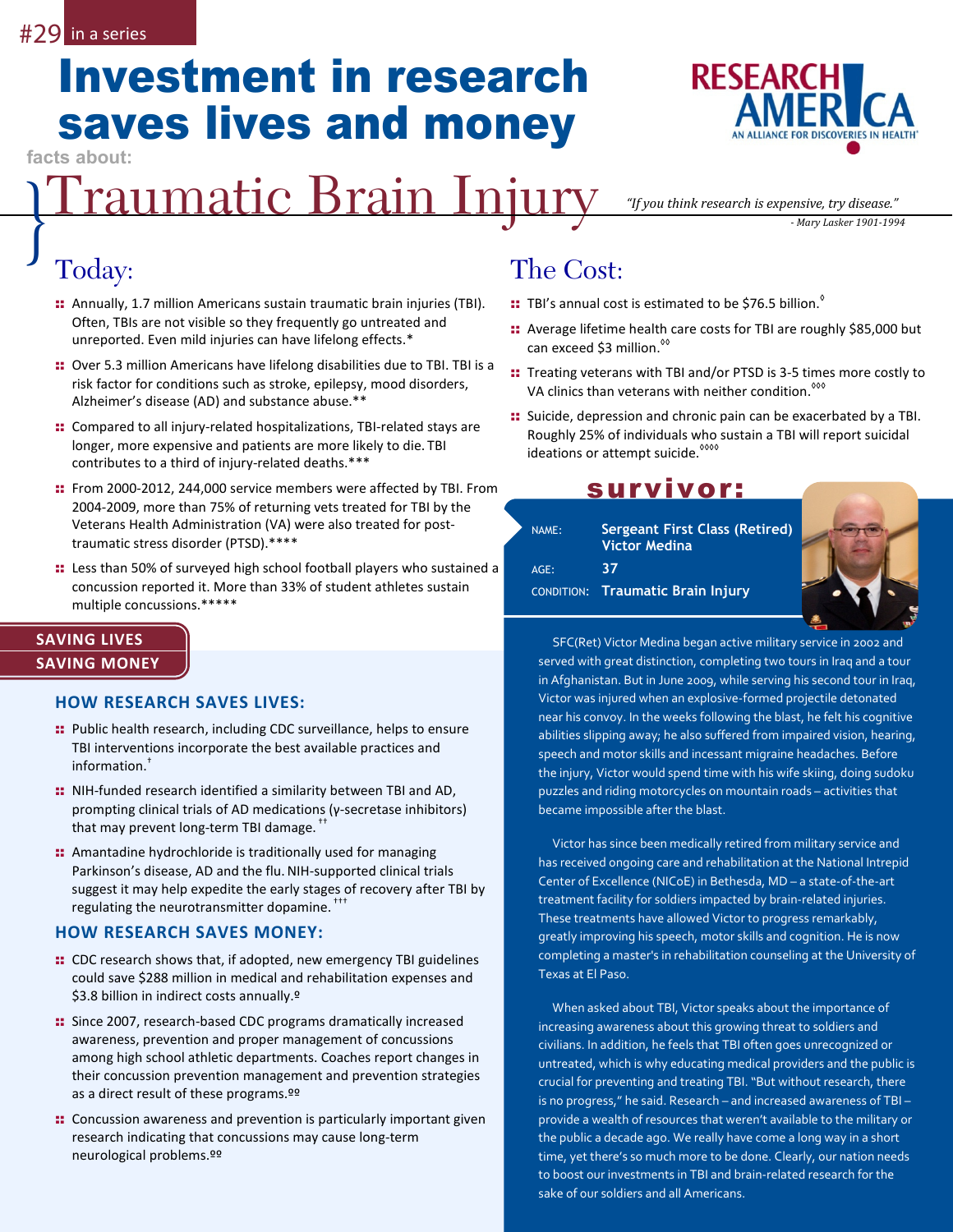#29 in a series

# Investment in research saves lives and money

facts about:

# Traumatic Brain Injury

*"If you think research is expensive, try disease."*
*- Mary Lasker 1901-1994*

RESEARCH AMERICA — AN ALLIANCE FOR DISCOVERIES IN HEALTH

## Today:

- Annually, 1.7 million Americans sustain traumatic brain injuries (TBI). Often, TBIs are not visible so they frequently go untreated and unreported. Even mild injuries can have lifelong effects.*
- Over 5.3 million Americans have lifelong disabilities due to TBI. TBI is a risk factor for conditions such as stroke, epilepsy, mood disorders, Alzheimer's disease (AD) and substance abuse.**
- Compared to all injury-related hospitalizations, TBI-related stays are longer, more expensive and patients are more likely to die. TBI contributes to a third of injury-related deaths.***
- From 2000-2012, 244,000 service members were affected by TBI. From 2004-2009, more than 75% of returning vets treated for TBI by the Veterans Health Administration (VA) were also treated for post-traumatic stress disorder (PTSD).****
- Less than 50% of surveyed high school football players who sustained a concussion reported it. More than 33% of student athletes sustain multiple concussions.*****

## The Cost:

- TBI's annual cost is estimated to be $76.5 billion.[◊]
- Average lifetime health care costs for TBI are roughly $85,000 but can exceed $3 million.[◊◊]
- Treating veterans with TBI and/or PTSD is 3-5 times more costly to VA clinics than veterans with neither condition.[◊◊◊]
- Suicide, depression and chronic pain can be exacerbated by a TBI. Roughly 25% of individuals who sustain a TBI will report suicidal ideations or attempt suicide.[◊◊◊◊]

## SAVING LIVES SAVING MONEY

### HOW RESEARCH SAVES LIVES:

- Public health research, including CDC surveillance, helps to ensure TBI interventions incorporate the best available practices and information.[†]
- NIH-funded research identified a similarity between TBI and AD, prompting clinical trials of AD medications (γ-secretase inhibitors) that may prevent long-term TBI damage.[††]
- Amantadine hydrochloride is traditionally used for managing Parkinson's disease, AD and the flu. NIH-supported clinical trials suggest it may help expedite the early stages of recovery after TBI by regulating the neurotransmitter dopamine.[†††]

### HOW RESEARCH SAVES MONEY:

- CDC research shows that, if adopted, new emergency TBI guidelines could save $288 million in medical and rehabilitation expenses and $3.8 billion in indirect costs annually.[º]
- Since 2007, research-based CDC programs dramatically increased awareness, prevention and proper management of concussions among high school athletic departments. Coaches report changes in their concussion prevention management and prevention strategies as a direct result of these programs.[ºº]
- Concussion awareness and prevention is particularly important given research indicating that concussions may cause long-term neurological problems.[ºº]

## survivor:

NAME: **Sergeant First Class (Retired) Victor Medina**
AGE: **37**
CONDITION: **Traumatic Brain Injury**

SFC(Ret) Victor Medina began active military service in 2002 and served with great distinction, completing two tours in Iraq and a tour in Afghanistan. But in June 2009, while serving his second tour in Iraq, Victor was injured when an explosive-formed projectile detonated near his convoy. In the weeks following the blast, he felt his cognitive abilities slipping away; he also suffered from impaired vision, hearing, speech and motor skills and incessant migraine headaches. Before the injury, Victor would spend time with his wife skiing, doing sudoku puzzles and riding motorcycles on mountain roads – activities that became impossible after the blast.

Victor has since been medically retired from military service and has received ongoing care and rehabilitation at the National Intrepid Center of Excellence (NICoE) in Bethesda, MD – a state-of-the-art treatment facility for soldiers impacted by brain-related injuries. These treatments have allowed Victor to progress remarkably, greatly improving his speech, motor skills and cognition. He is now completing a master's in rehabilitation counseling at the University of Texas at El Paso.

When asked about TBI, Victor speaks about the importance of increasing awareness about this growing threat to soldiers and civilians. In addition, he feels that TBI often goes unrecognized or untreated, which is why educating medical providers and the public is crucial for preventing and treating TBI. "But without research, there is no progress," he said. Research – and increased awareness of TBI – provide a wealth of resources that weren't available to the military or the public a decade ago. We really have come a long way in a short time, yet there's so much more to be done. Clearly, our nation needs to boost our investments in TBI and brain-related research for the sake of our soldiers and all Americans.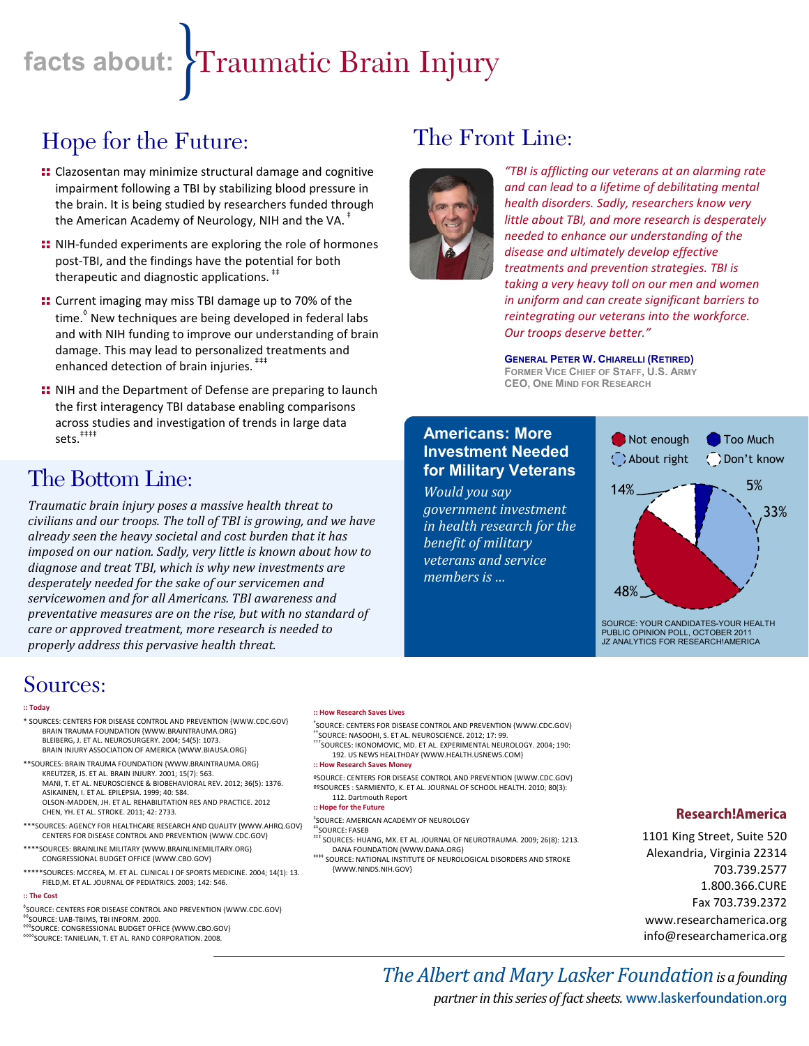# facts about: Traumatic Brain Injury

## Hope for the Future:

- Clazosentan may minimize structural damage and cognitive impairment following a TBI by stabilizing blood pressure in the brain. It is being studied by researchers funded through the American Academy of Neurology, NIH and the VA.[‡]
- NIH-funded experiments are exploring the role of hormones post-TBI, and the findings have the potential for both therapeutic and diagnostic applications.[‡‡]
- Current imaging may miss TBI damage up to 70% of the time.[◊] New techniques are being developed in federal labs and with NIH funding to improve our understanding of brain damage. This may lead to personalized treatments and enhanced detection of brain injuries.[‡‡‡]
- NIH and the Department of Defense are preparing to launch the first interagency TBI database enabling comparisons across studies and investigation of trends in large data sets.[‡‡‡‡]

## The Front Line:

*"TBI is afflicting our veterans at an alarming rate and can lead to a lifetime of debilitating mental health disorders. Sadly, researchers know very little about TBI, and more research is desperately needed to enhance our understanding of the disease and ultimately develop effective treatments and prevention strategies. TBI is taking a very heavy toll on our men and women in uniform and can create significant barriers to reintegrating our veterans into the workforce. Our troops deserve better."*

**General Peter W. Chiarelli (Retired)**
Former Vice Chief of Staff, U.S. Army
CEO, One Mind for Research

## The Bottom Line:

*Traumatic brain injury poses a massive health threat to civilians and our troops. The toll of TBI is growing, and we have already seen the heavy societal and cost burden that it has imposed on our nation. Sadly, very little is known about how to diagnose and treat TBI, which is why new investments are desperately needed for the sake of our servicemen and servicewomen and for all Americans. TBI awareness and preventative measures are on the rise, but with no standard of care or approved treatment, more research is needed to properly address this pervasive health threat.*

### Americans: More Investment Needed for Military Veterans

*Would you say government investment in health research for the benefit of military veterans and service members is ...*

Not enough
Too Much
About right
Don't know

14%
5%
33%
48%

SOURCE: YOUR CANDIDATES-YOUR HEALTH PUBLIC OPINION POLL, OCTOBER 2011
JZ ANALYTICS FOR RESEARCH!AMERICA

## Sources:

**:: Today**

\* SOURCES: CENTERS FOR DISEASE CONTROL AND PREVENTION (WWW.CDC.GOV)
BRAIN TRAUMA FOUNDATION (WWW.BRAINTRAUMA.ORG)
BLEIBERG, J. ET AL. NEUROSURGERY. 2004; 54(5): 1073.
BRAIN INJURY ASSOCIATION OF AMERICA (WWW.BIAUSA.ORG)

\*\*SOURCES: BRAIN TRAUMA FOUNDATION (WWW.BRAINTRAUMA.ORG)
KREUTZER, JS. ET AL. BRAIN INJURY. 2001; 15(7): 563.
MANI, T. ET AL. NEUROSCIENCE & BIOBEHAVIORAL REV. 2012; 36(5): 1376.
ASIKAINEN, I. ET AL. EPILEPSIA. 1999; 40: 584.
OLSON-MADDEN, JH. ET AL. REHABILITATION RES AND PRACTICE. 2012
CHEN, YH. ET AL. STROKE. 2011; 42: 2733.

\*\*\*SOURCES: AGENCY FOR HEALTHCARE RESEARCH AND QUALITY (WWW.AHRQ.GOV)
CENTERS FOR DISEASE CONTROL AND PREVENTION (WWW.CDC.GOV)

\*\*\*\*SOURCES: BRAINLINE MILITARY (WWW.BRAINLINEMILITARY.ORG)
CONGRESSIONAL BUDGET OFFICE (WWW.CBO.GOV)

\*\*\*\*\*SOURCES: MCCREA, M. ET AL. CLINICAL J OF SPORTS MEDICINE. 2004; 14(1): 13.
FIELD,M. ET AL. JOURNAL OF PEDIATRICS. 2003; 142: 546.

**:: The Cost**

[◊]SOURCE: CENTERS FOR DISEASE CONTROL AND PREVENTION (WWW.CDC.GOV)
[◊◊]SOURCE: UAB-TBIMS, TBI INFORM. 2000.
[◊◊◊]SOURCE: CONGRESSIONAL BUDGET OFFICE (WWW.CBO.GOV)
[◊◊◊◊]SOURCE: TANIELIAN, T. ET AL. RAND CORPORATION. 2008.

**:: How Research Saves Lives**

[†]SOURCE: CENTERS FOR DISEASE CONTROL AND PREVENTION (WWW.CDC.GOV)
[††]SOURCE: NASOOHI, S. ET AL. NEUROSCIENCE. 2012; 17: 99.
[†††]SOURCES: IKONOMOVIC, MD. ET AL. EXPERIMENTAL NEUROLOGY. 2004; 190: 192. US NEWS HEALTHDAY (WWW.HEALTH.USNEWS.COM)

**:: How Research Saves Money**

[º]SOURCE: CENTERS FOR DISEASE CONTROL AND PREVENTION (WWW.CDC.GOV)
[ºº]SOURCES : SARMIENTO, K. ET AL. JOURNAL OF SCHOOL HEALTH. 2010; 80(3): 112. Dartmouth Report

**:: Hope for the Future**

[‡]SOURCE: AMERICAN ACADEMY OF NEUROLOGY
[‡‡]SOURCE: FASEB
[‡‡‡]SOURCES: HUANG, MX. ET AL. JOURNAL OF NEUROTRAUMA. 2009; 26(8): 1213.
DANA FOUNDATION (WWW.DANA.ORG)
[‡‡‡‡]SOURCE: NATIONAL INSTITUTE OF NEUROLOGICAL DISORDERS AND STROKE (WWW.NINDS.NIH.GOV)

**Research!America**
1101 King Street, Suite 520
Alexandria, Virginia 22314
703.739.2577
1.800.366.CURE
Fax 703.739.2372
www.researchamerica.org
info@researchamerica.org

*The Albert and Mary Lasker Foundation is a founding partner in this series of fact sheets.* www.laskerfoundation.org